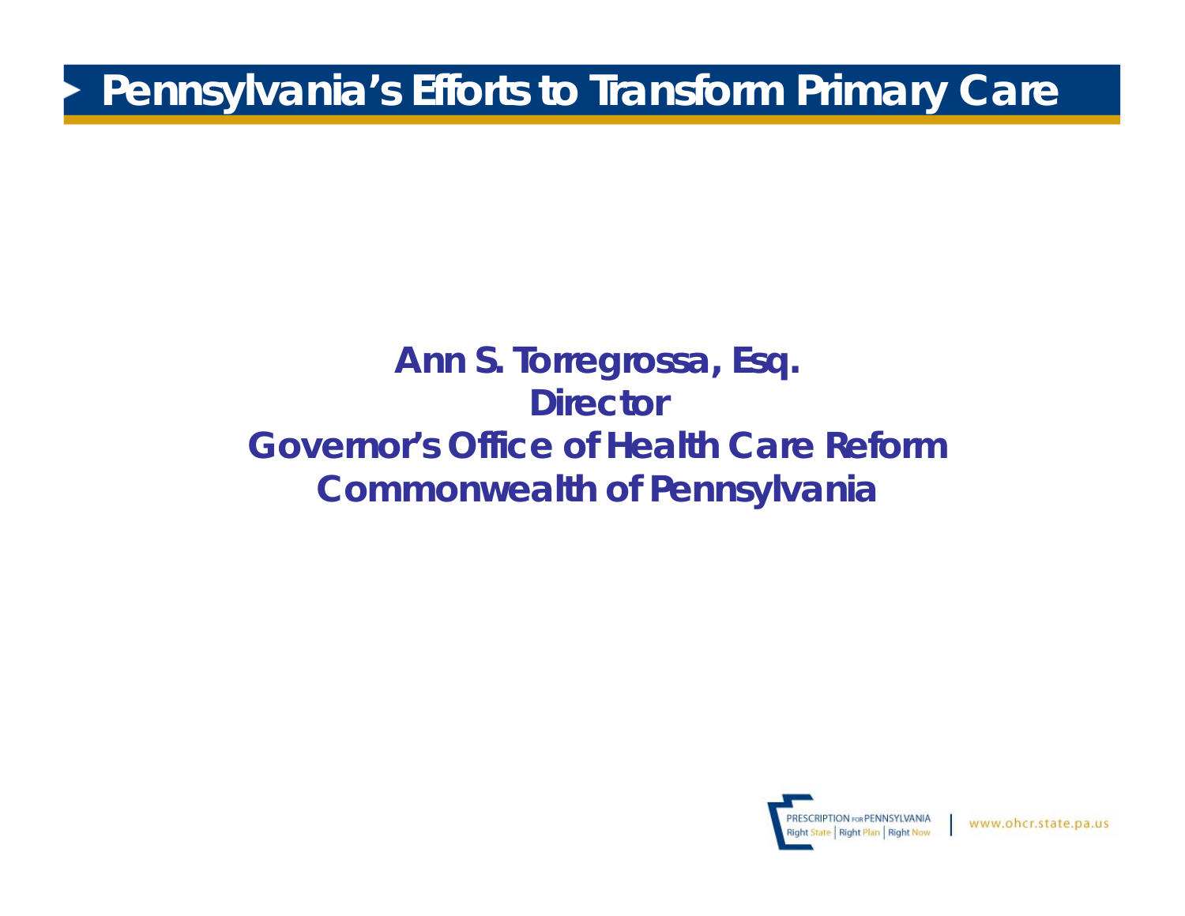# Pennsylvania's Efforts to Transform Primary Care

**Ann S. Torregrossa, Esq.**
**Director**
**Governor's Office of Health Care Reform**
**Commonwealth of Pennsylvania**

PRESCRIPTION FOR PENNSYLVANIA
Right State | Right Plan | Right Now

www.ohcr.state.pa.us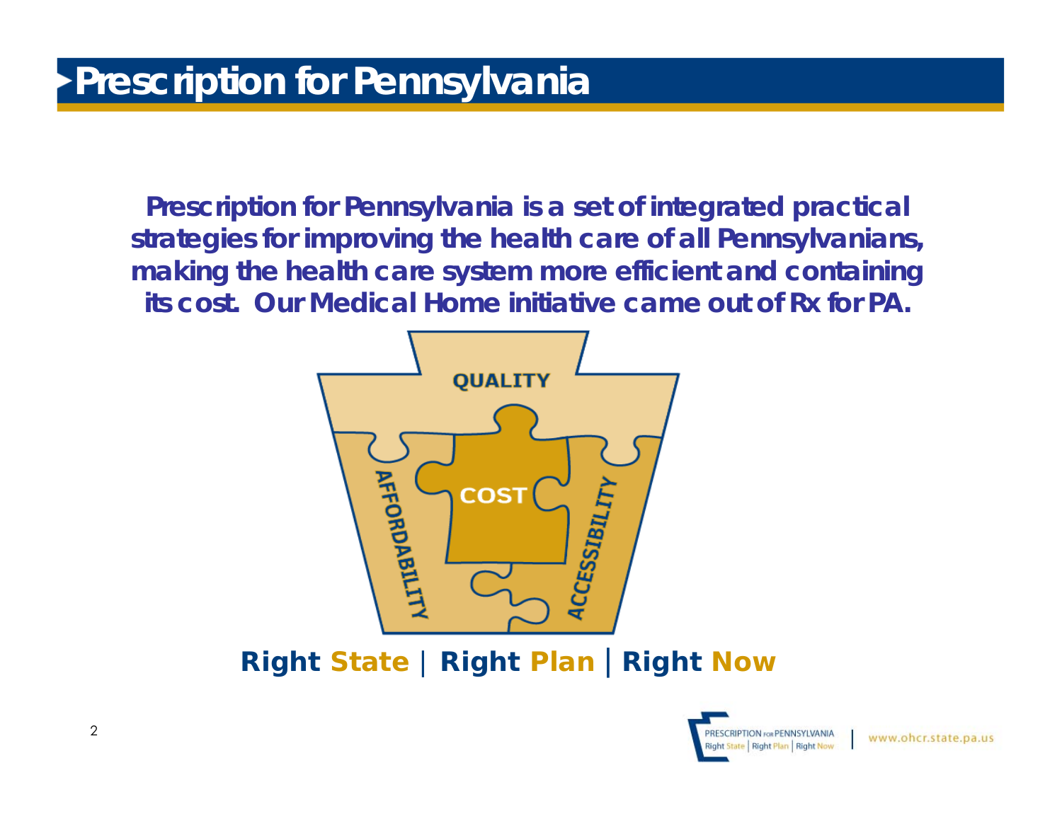# Prescription for Pennsylvania

**Prescription for Pennsylvania is a set of integrated practical strategies for improving the health care of all Pennsylvanians, making the health care system more efficient and containing its cost. Our Medical Home initiative came out of Rx for PA.**

QUALITY

AFFORDABILITY

COST

ACCESSIBILITY

**Right State | Right Plan | Right Now**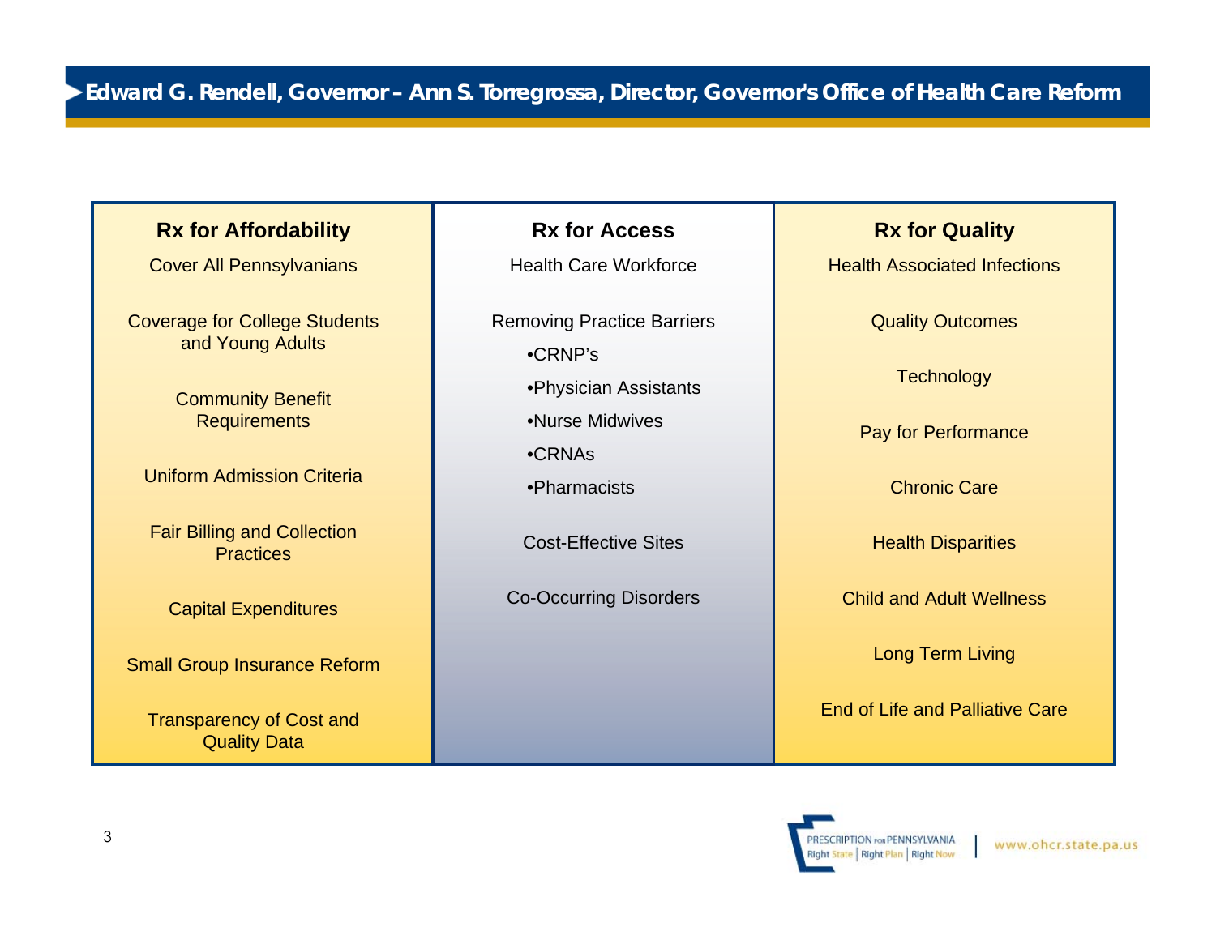| Rx for Affordability | Rx for Access | Rx for Quality |
|---|---|---|
| Cover All Pennsylvanians | Health Care Workforce | Health Associated Infections |
| Coverage for College Students and Young Adults | Removing Practice Barriers<br>•CRNP's<br>•Physician Assistants<br>•Nurse Midwives<br>•CRNAs<br>•Pharmacists | Quality Outcomes |
| Community Benefit Requirements | Cost-Effective Sites | Technology |
| Uniform Admission Criteria | Co-Occurring Disorders | Pay for Performance |
| Fair Billing and Collection Practices | | Chronic Care |
| Capital Expenditures | | Health Disparities |
| Small Group Insurance Reform | | Child and Adult Wellness |
| Transparency of Cost and Quality Data | | Long Term Living |
| | | End of Life and Palliative Care |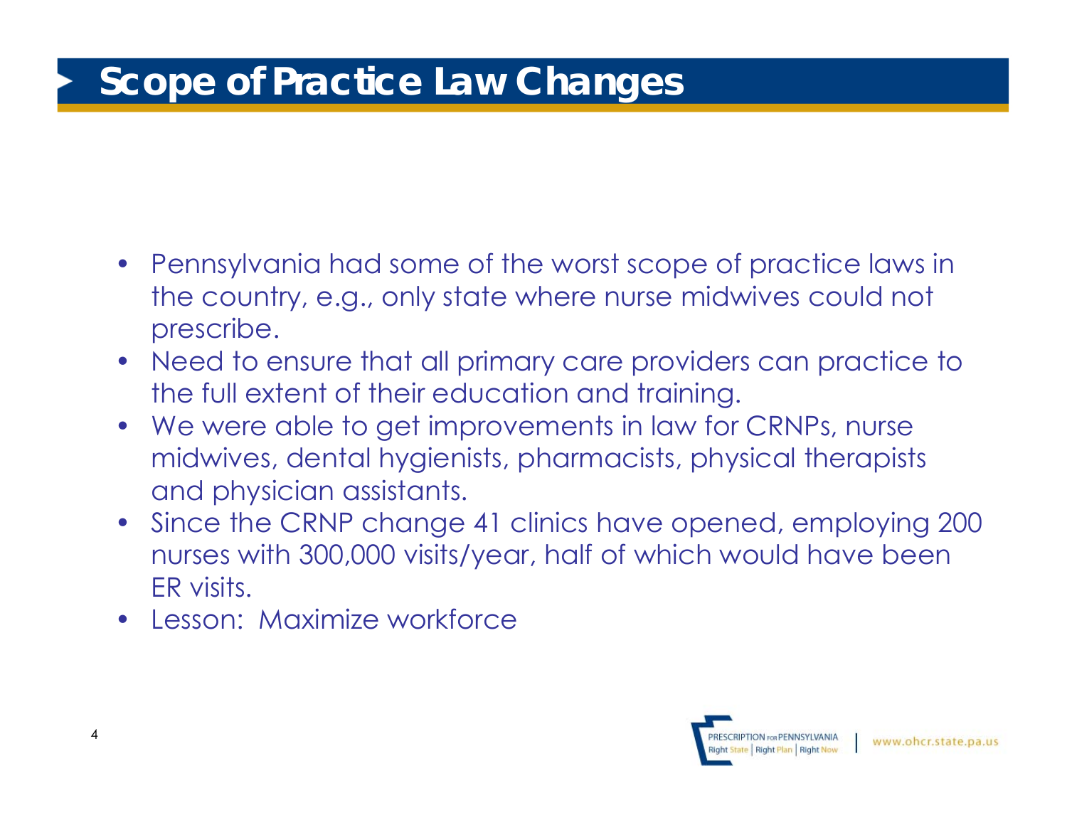# Scope of Practice Law Changes

- Pennsylvania had some of the worst scope of practice laws in the country, e.g., only state where nurse midwives could not prescribe.
- Need to ensure that all primary care providers can practice to the full extent of their education and training.
- We were able to get improvements in law for CRNPs, nurse midwives, dental hygienists, pharmacists, physical therapists and physician assistants.
- Since the CRNP change 41 clinics have opened, employing 200 nurses with 300,000 visits/year, half of which would have been ER visits.
- Lesson: Maximize workforce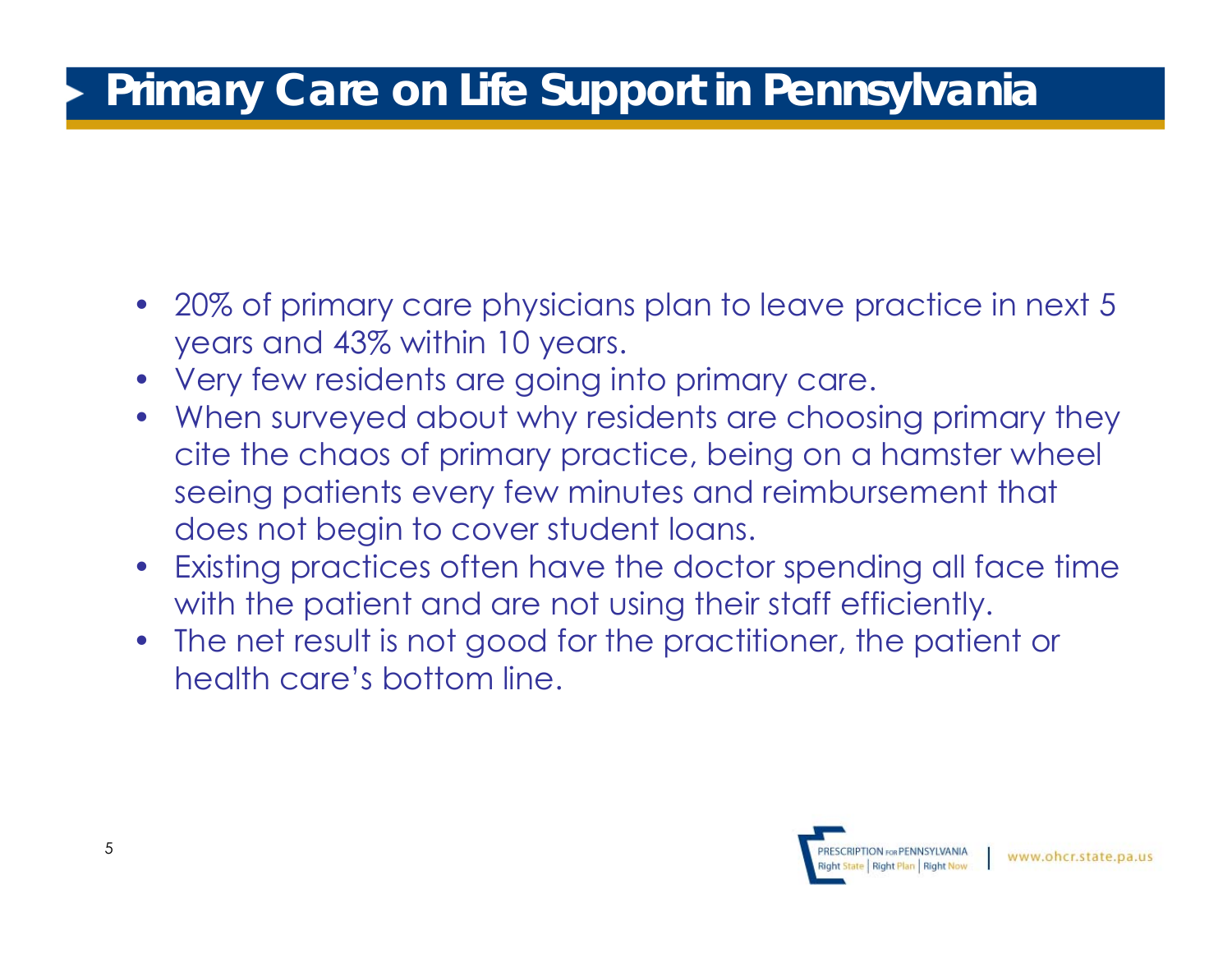# Primary Care on Life Support in Pennsylvania

- 20% of primary care physicians plan to leave practice in next 5 years and 43% within 10 years.
- Very few residents are going into primary care.
- When surveyed about why residents are choosing primary they cite the chaos of primary practice, being on a hamster wheel seeing patients every few minutes and reimbursement that does not begin to cover student loans.
- Existing practices often have the doctor spending all face time with the patient and are not using their staff efficiently.
- The net result is not good for the practitioner, the patient or health care's bottom line.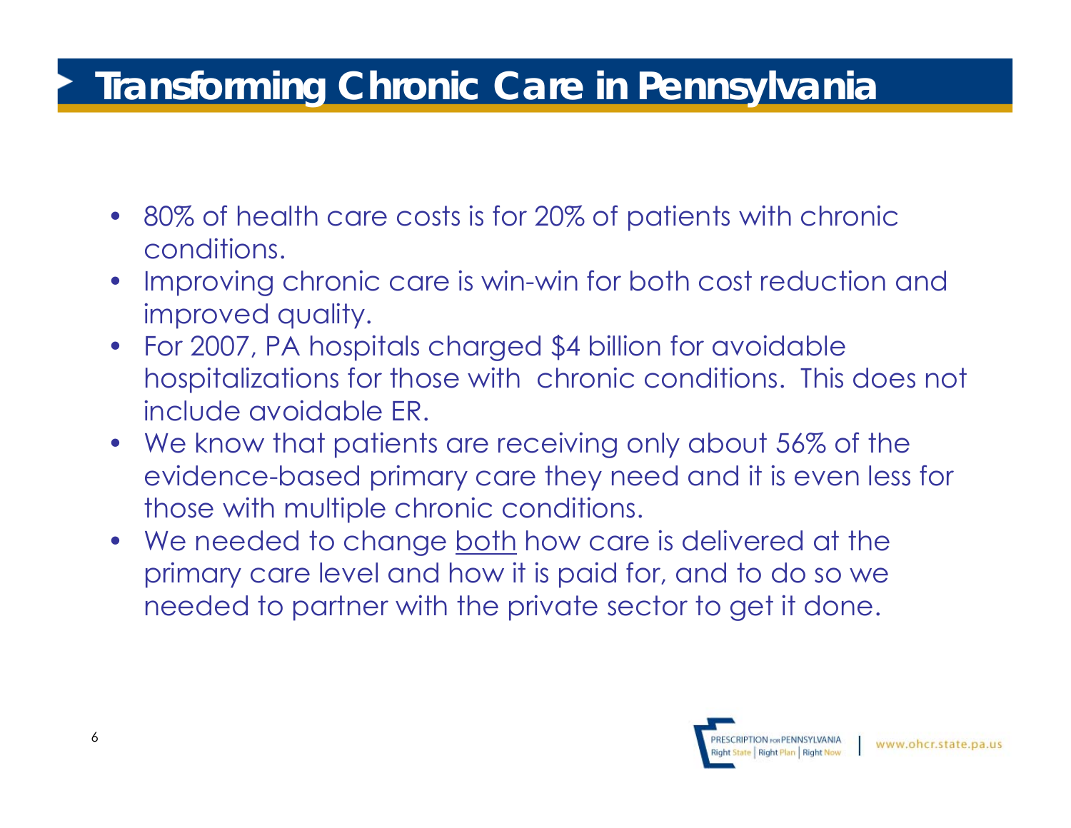# Transforming Chronic Care in Pennsylvania

- 80% of health care costs is for 20% of patients with chronic conditions.
- Improving chronic care is win-win for both cost reduction and improved quality.
- For 2007, PA hospitals charged $4 billion for avoidable hospitalizations for those with chronic conditions. This does not include avoidable ER.
- We know that patients are receiving only about 56% of the evidence-based primary care they need and it is even less for those with multiple chronic conditions.
- We needed to change <u>both</u> how care is delivered at the primary care level and how it is paid for, and to do so we needed to partner with the private sector to get it done.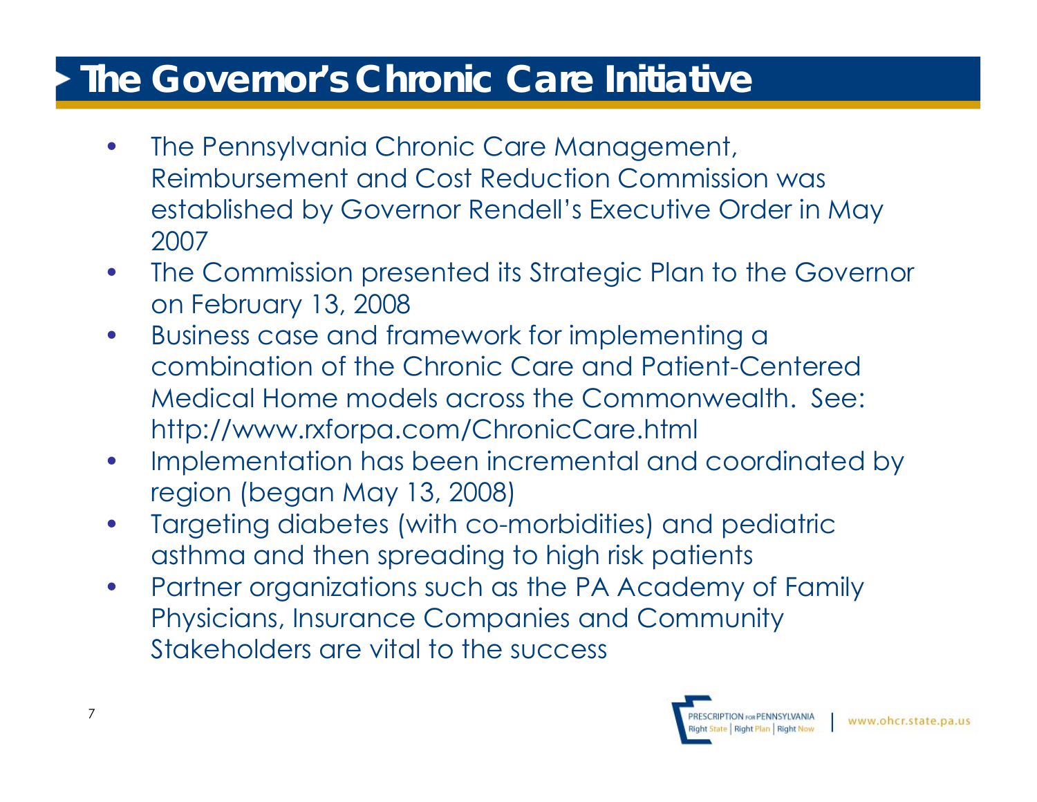# The Governor's Chronic Care Initiative

- The Pennsylvania Chronic Care Management, Reimbursement and Cost Reduction Commission was established by Governor Rendell's Executive Order in May 2007
- The Commission presented its Strategic Plan to the Governor on February 13, 2008
- Business case and framework for implementing a combination of the Chronic Care and Patient-Centered Medical Home models across the Commonwealth. See: http://www.rxforpa.com/ChronicCare.html
- Implementation has been incremental and coordinated by region (began May 13, 2008)
- Targeting diabetes (with co-morbidities) and pediatric asthma and then spreading to high risk patients
- Partner organizations such as the PA Academy of Family Physicians, Insurance Companies and Community Stakeholders are vital to the success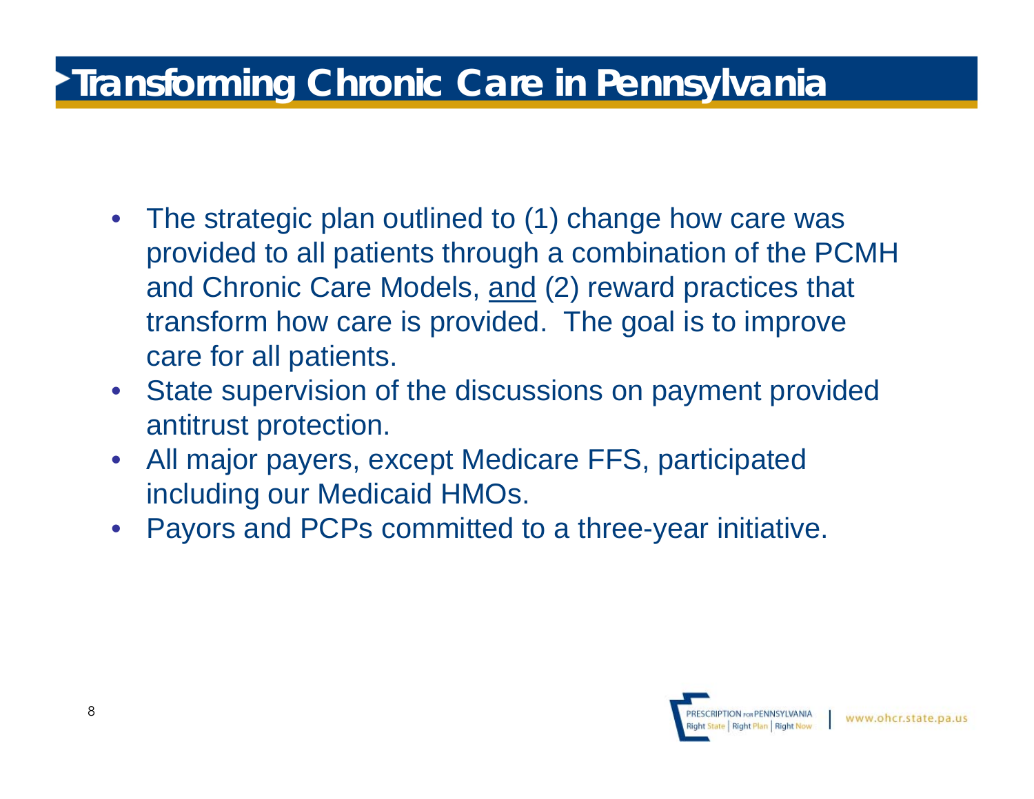# Transforming Chronic Care in Pennsylvania

- The strategic plan outlined to (1) change how care was provided to all patients through a combination of the PCMH and Chronic Care Models, <u>and</u> (2) reward practices that transform how care is provided. The goal is to improve care for all patients.
- State supervision of the discussions on payment provided antitrust protection.
- All major payers, except Medicare FFS, participated including our Medicaid HMOs.
- Payors and PCPs committed to a three-year initiative.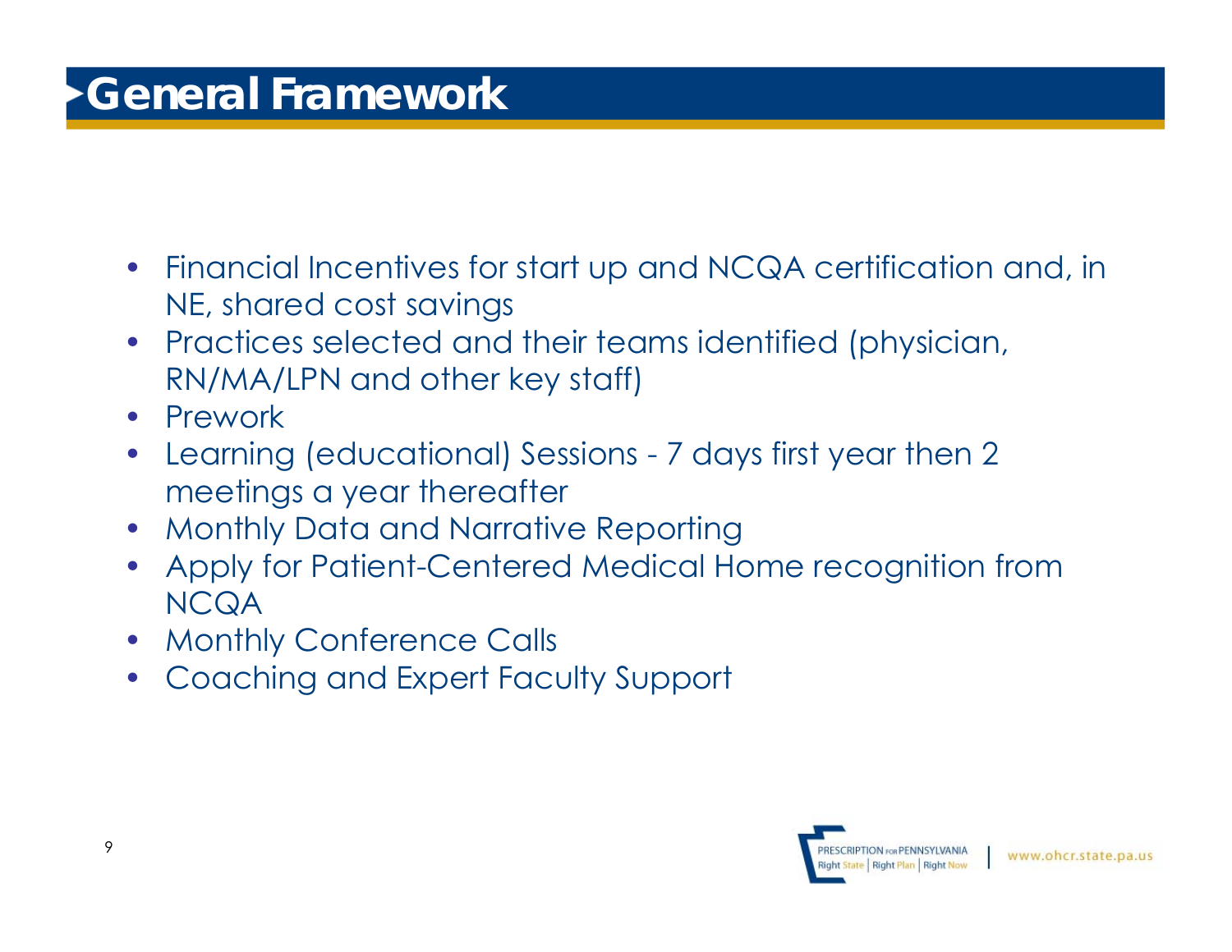# General Framework

- Financial Incentives for start up and NCQA certification and, in NE, shared cost savings
- Practices selected and their teams identified (physician, RN/MA/LPN and other key staff)
- Prework
- Learning (educational) Sessions - 7 days first year then 2 meetings a year thereafter
- Monthly Data and Narrative Reporting
- Apply for Patient-Centered Medical Home recognition from NCQA
- Monthly Conference Calls
- Coaching and Expert Faculty Support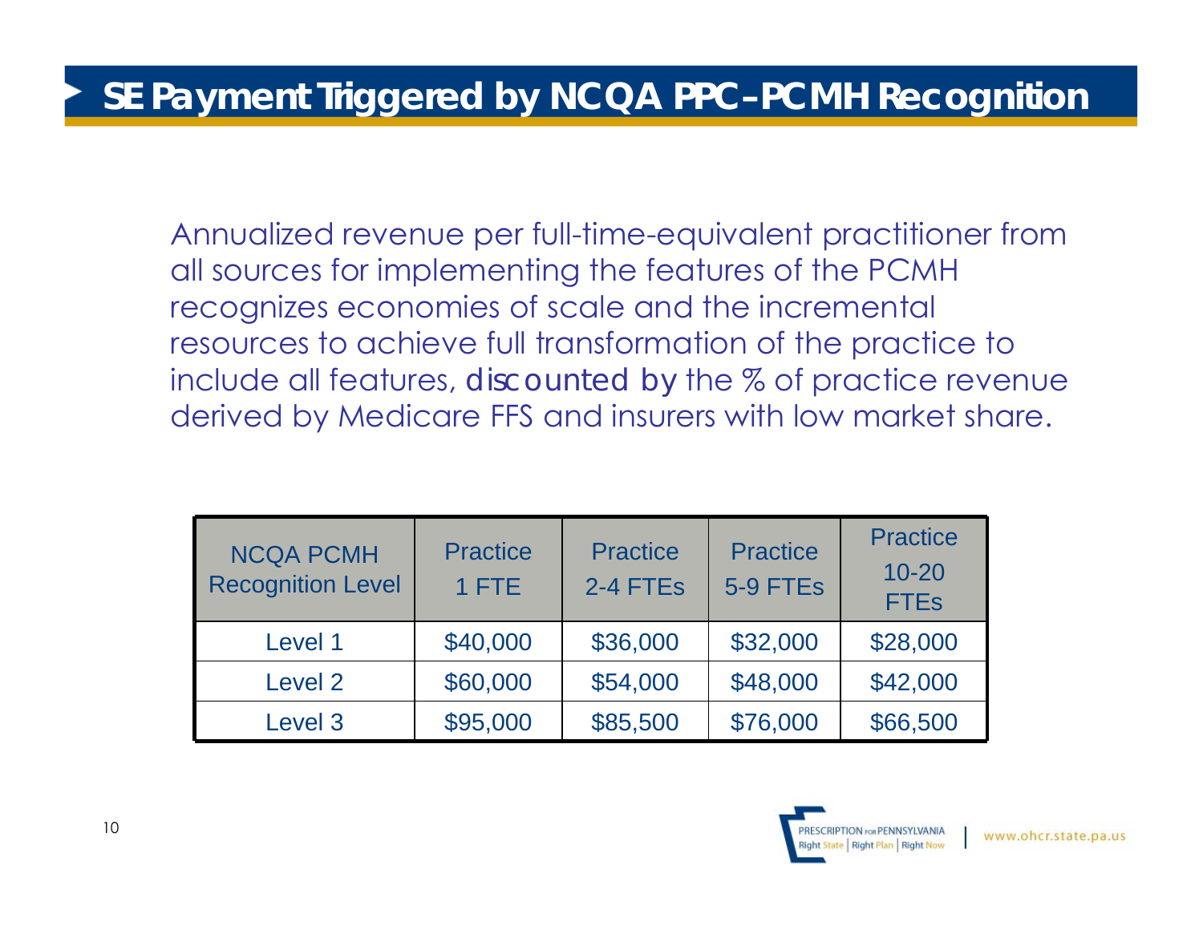# SE Payment Triggered by NCQA PPC–PCMH Recognition

Annualized revenue per full-time-equivalent practitioner from all sources for implementing the features of the PCMH recognizes economies of scale and the incremental resources to achieve full transformation of the practice to include all features, discounted by the % of practice revenue derived by Medicare FFS and insurers with low market share.

| NCQA PCMH Recognition Level | Practice 1 FTE | Practice 2-4 FTEs | Practice 5-9 FTEs | Practice 10-20 FTEs |
|---|---|---|---|---|
| Level 1 | $40,000 | $36,000 | $32,000 | $28,000 |
| Level 2 | $60,000 | $54,000 | $48,000 | $42,000 |
| Level 3 | $95,000 | $85,500 | $76,000 | $66,500 |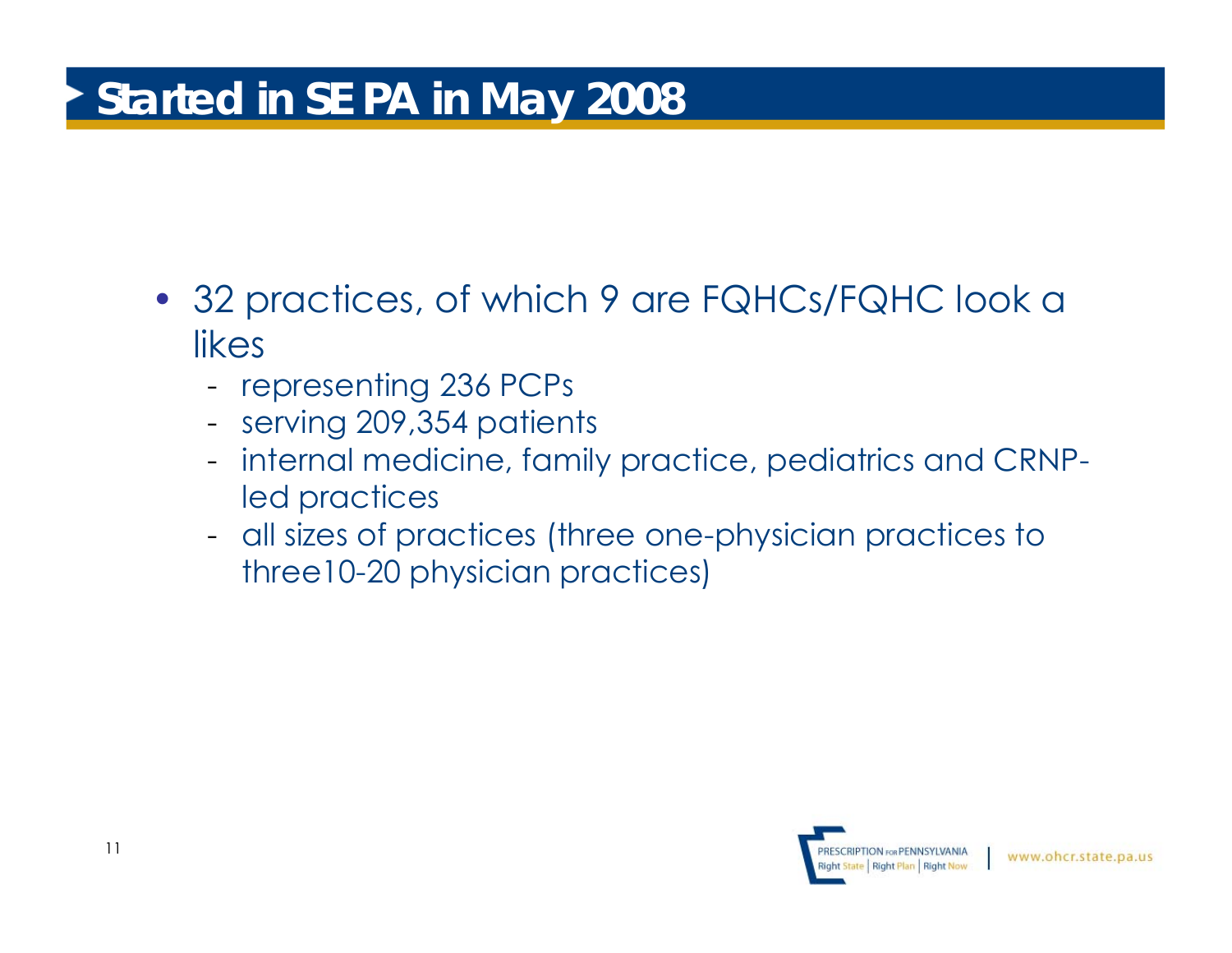# Started in SEPA in May 2008

- 32 practices, of which 9 are FQHCs/FQHC look a likes
  - representing 236 PCPs
  - serving 209,354 patients
  - internal medicine, family practice, pediatrics and CRNP-led practices
  - all sizes of practices (three one-physician practices to three10-20 physician practices)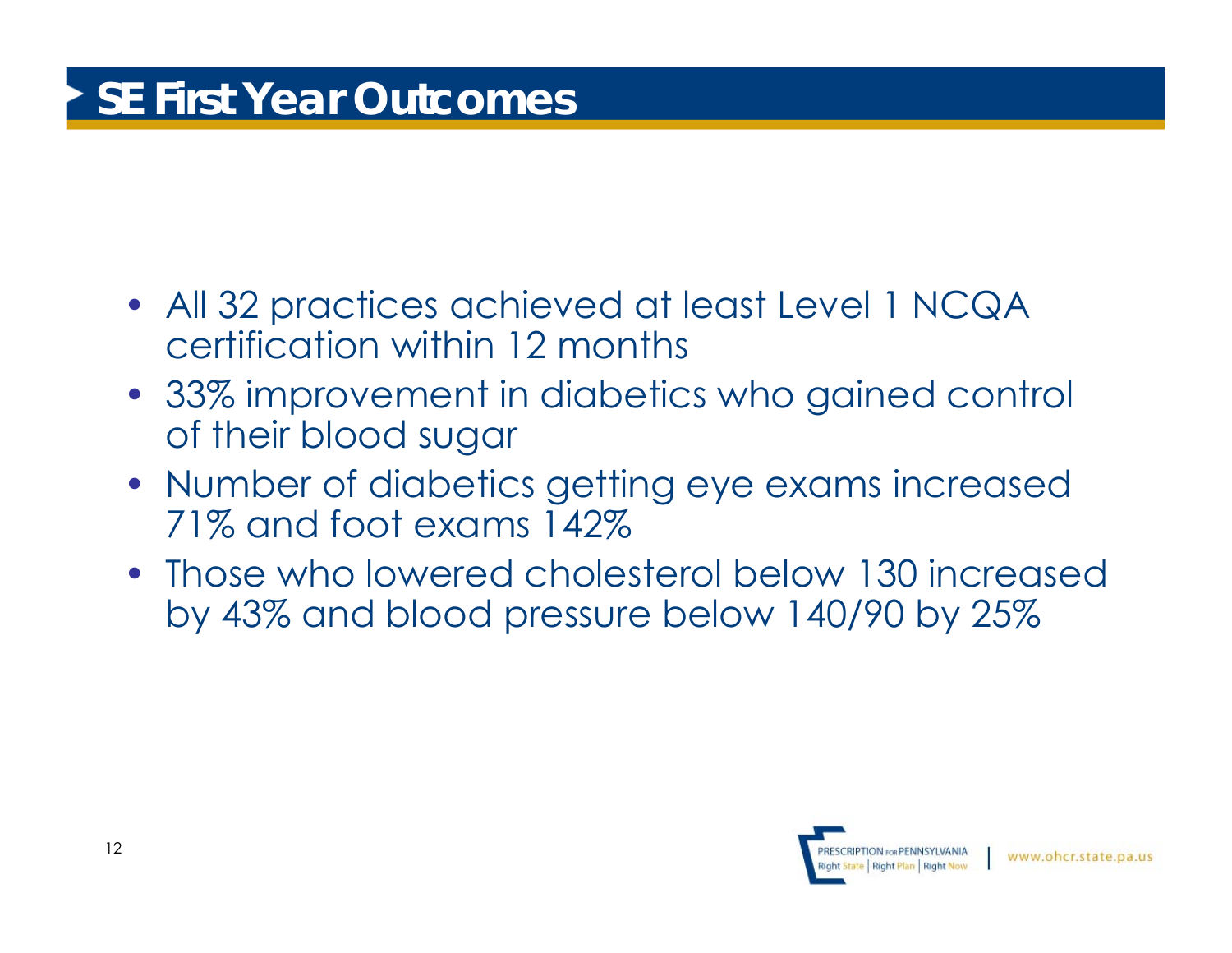# SE First Year Outcomes

- All 32 practices achieved at least Level 1 NCQA certification within 12 months
- 33% improvement in diabetics who gained control of their blood sugar
- Number of diabetics getting eye exams increased 71% and foot exams 142%
- Those who lowered cholesterol below 130 increased by 43% and blood pressure below 140/90 by 25%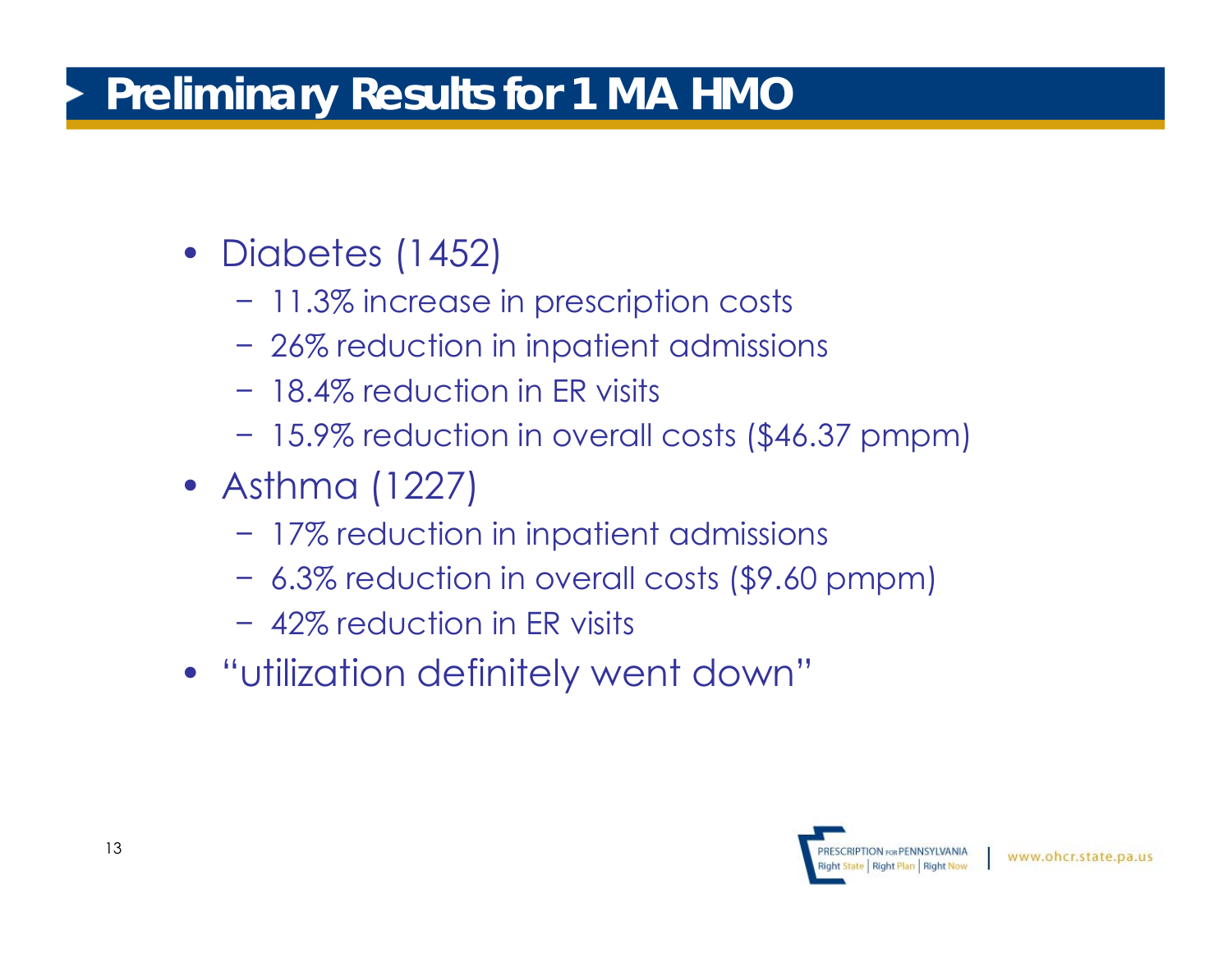# Preliminary Results for 1 MA HMO

- Diabetes (1452)
  - 11.3% increase in prescription costs
  - 26% reduction in inpatient admissions
  - 18.4% reduction in ER visits
  - 15.9% reduction in overall costs ($46.37 pmpm)
- Asthma (1227)
  - 17% reduction in inpatient admissions
  - 6.3% reduction in overall costs ($9.60 pmpm)
  - 42% reduction in ER visits
- "utilization definitely went down"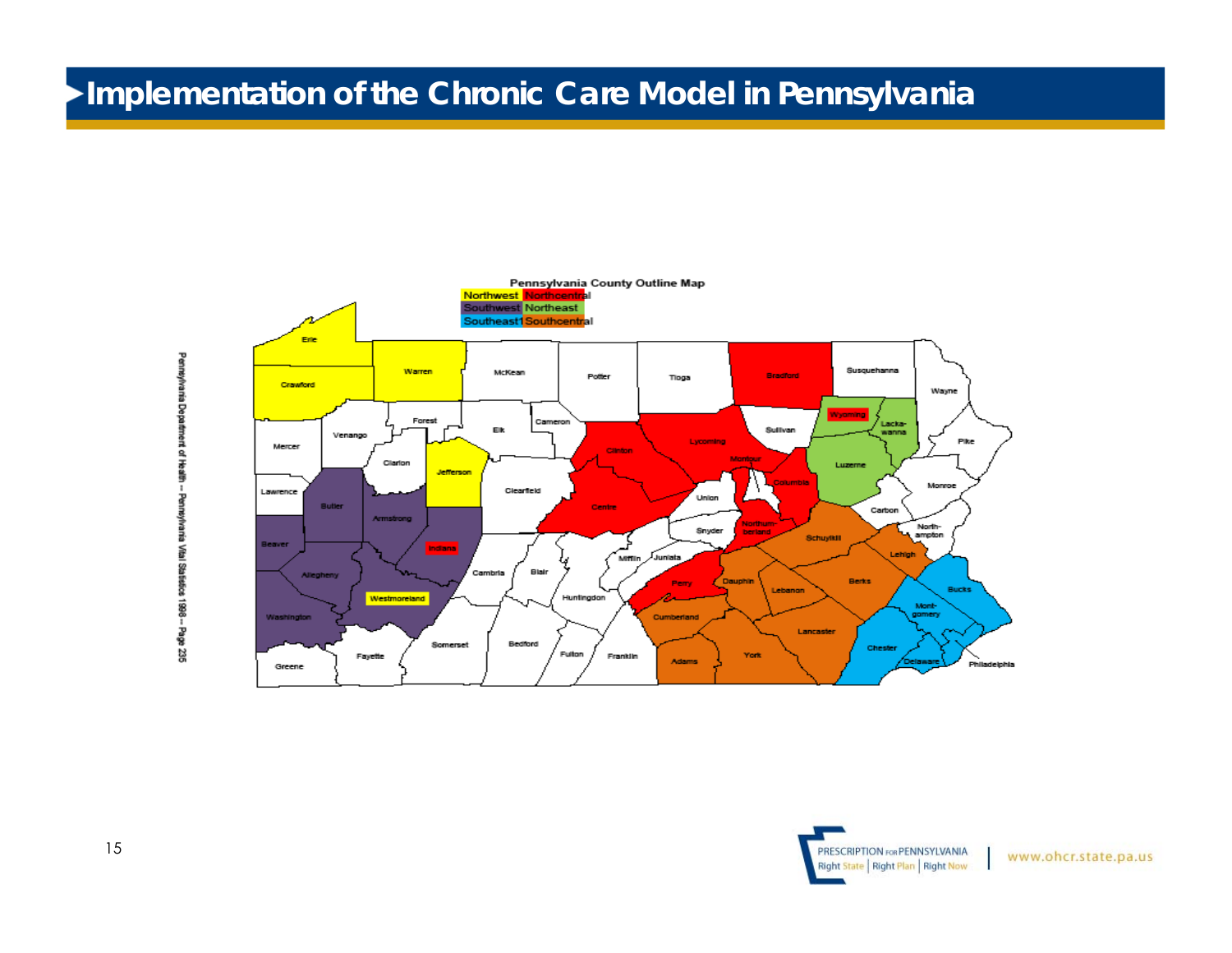# Implementation of the Chronic Care Model in Pennsylvania

Pennsylvania County Outline Map

Northwest | Northcentral
Southwest | Northeast
Southeast1 | Southcentral

Erie, Crawford, Warren, McKean, Potter, Tioga, Bradford, Susquehanna, Wayne, Mercer, Venango, Forest, Elk, Cameron, Clinton, Lycoming, Sullivan, Wyoming, Lackawanna, Pike, Clarion, Jefferson, Clearfield, Centre, Montour, Columbia, Luzerne, Monroe, Lawrence, Butler, Armstrong, Union, Snyder, Northumberland, Carbon, Northampton, Beaver, Indiana, Schuylkill, Lehigh, Allegheny, Cambria, Blair, Mifflin, Juniata, Perry, Dauphin, Lebanon, Berks, Bucks, Westmoreland, Huntingdon, Montgomery, Washington, Cumberland, Lancaster, Somerset, Bedford, Fulton, Franklin, Adams, York, Chester, Delaware, Philadelphia, Greene, Fayette

Pennsylvania Department of Health -- Pennsylvania Vital Statistics 1998 -- Page 235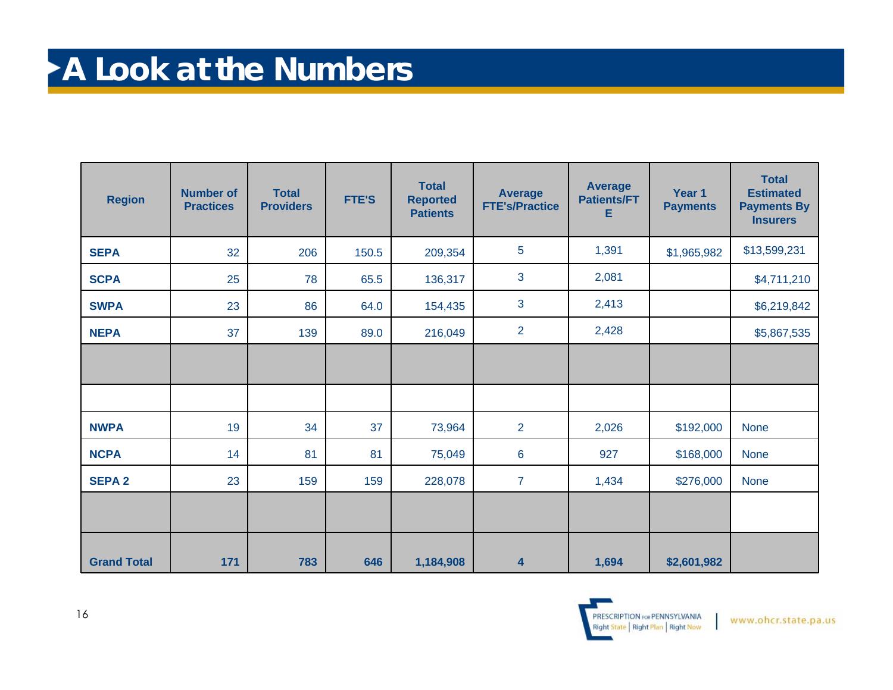# A Look at the Numbers

| Region | Number of Practices | Total Providers | FTE'S | Total Reported Patients | Average FTE's/Practice | Average Patients/FTE | Year 1 Payments | Total Estimated Payments By Insurers |
|---|---|---|---|---|---|---|---|---|
| **SEPA** | 32 | 206 | 150.5 | 209,354 | 5 | 1,391 | $1,965,982 | $13,599,231 |
| **SCPA** | 25 | 78 | 65.5 | 136,317 | 3 | 2,081 | | $4,711,210 |
| **SWPA** | 23 | 86 | 64.0 | 154,435 | 3 | 2,413 | | $6,219,842 |
| **NEPA** | 37 | 139 | 89.0 | 216,049 | 2 | 2,428 | | $5,867,535 |
| | | | | | | | | |
| | | | | | | | | |
| **NWPA** | 19 | 34 | 37 | 73,964 | 2 | 2,026 | $192,000 | None |
| **NCPA** | 14 | 81 | 81 | 75,049 | 6 | 927 | $168,000 | None |
| **SEPA 2** | 23 | 159 | 159 | 228,078 | 7 | 1,434 | $276,000 | None |
| | | | | | | | | |
| **Grand Total** | **171** | **783** | **646** | **1,184,908** | **4** | **1,694** | **$2,601,982** | |

PRESCRIPTION FOR PENNSYLVANIA Right State | Right Plan | Right Now | www.ohcr.state.pa.us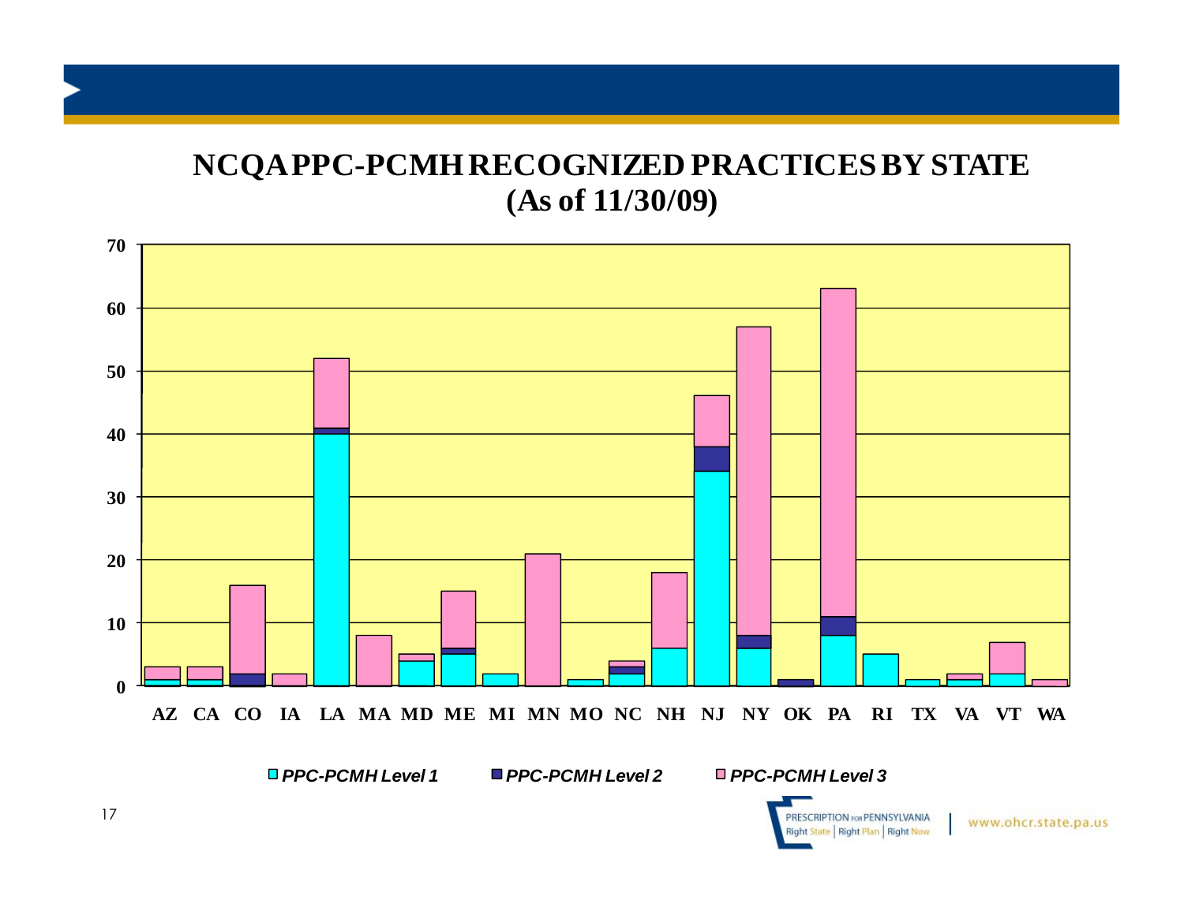# NCQA PPC-PCMH RECOGNIZED PRACTICES BY STATE
## (As of 11/30/09)

PPC-PCMH Level 1 | PPC-PCMH Level 2 | PPC-PCMH Level 3

AZ CA CO IA LA MA MD ME MI MN MO NC NH NJ NY OK PA RI TX VA VT WA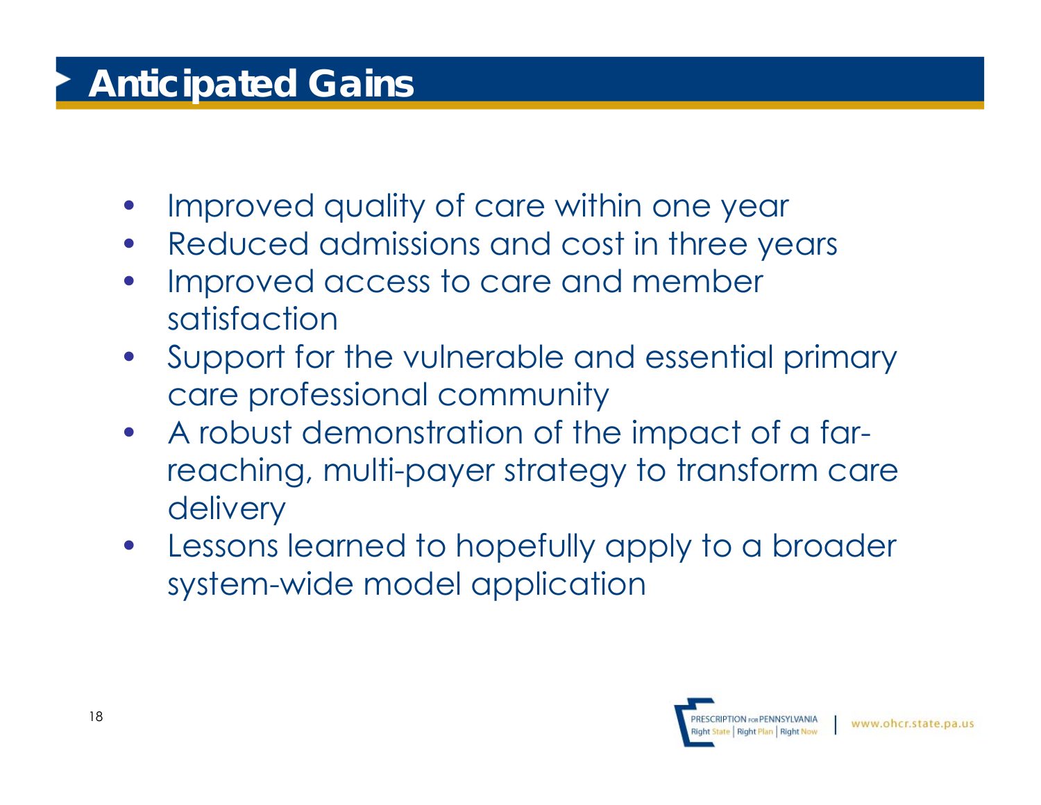# Anticipated Gains

- Improved quality of care within one year
- Reduced admissions and cost in three years
- Improved access to care and member satisfaction
- Support for the vulnerable and essential primary care professional community
- A robust demonstration of the impact of a far-reaching, multi-payer strategy to transform care delivery
- Lessons learned to hopefully apply to a broader system-wide model application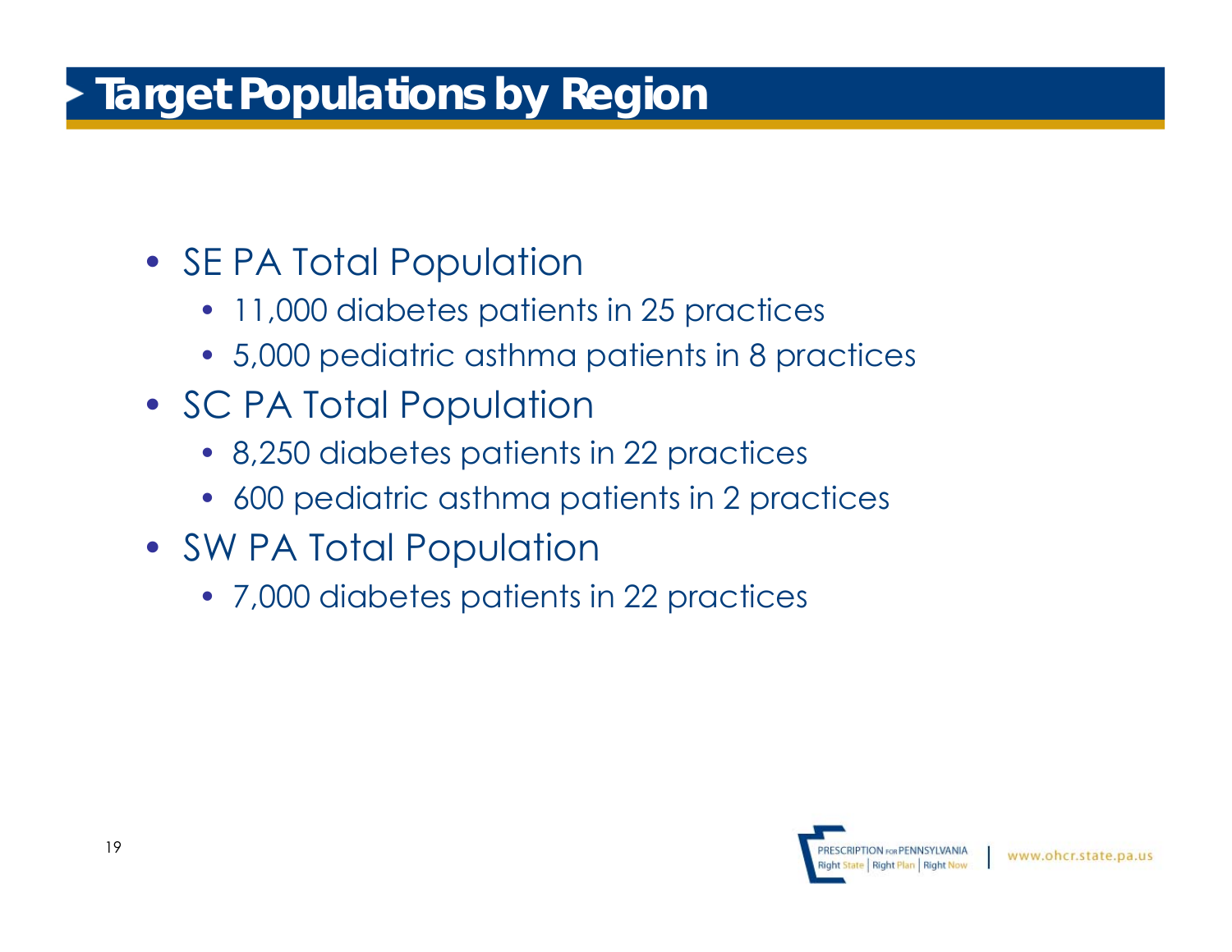# Target Populations by Region

- SE PA Total Population
  - 11,000 diabetes patients in 25 practices
  - 5,000 pediatric asthma patients in 8 practices
- SC PA Total Population
  - 8,250 diabetes patients in 22 practices
  - 600 pediatric asthma patients in 2 practices
- SW PA Total Population
  - 7,000 diabetes patients in 22 practices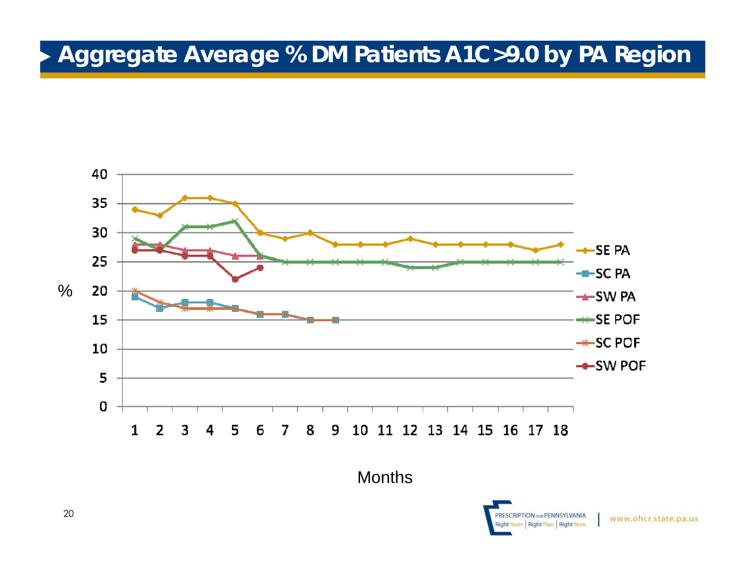# Aggregate Average % DM Patients A1C >9.0 by PA Region

| Months | SE PA | SC PA | SW PA | SE POF | SC POF | SW POF |
|---|---|---|---|---|---|---|
| 1 | 34 | 19 | 28 | 29 | 20 | 27 |
| 2 | 33 | 17 | 28 | 27 | 18 | 27 |
| 3 | 36 | 18 | 27 | 31 | 17 | 26 |
| 4 | 36 | 18 | 27 | 31 | 17 | 26 |
| 5 | 35 | 17 | 26 | 32 | 17 | 22 |
| 6 | 30 | 16 | 26 | 26 | 16 | 24 |
| 7 | 29 | 16 | | 25 | 16 | |
| 8 | 30 | 15 | | 25 | 15 | |
| 9 | 28 | 15 | | 25 | 15 | |
| 10 | 28 | | | 25 | | |
| 11 | 28 | | | 25 | | |
| 12 | 29 | | | 24 | | |
| 13 | 28 | | | 24 | | |
| 14 | 28 | | | 25 | | |
| 15 | 28 | | | 25 | | |
| 16 | 28 | | | 25 | | |
| 17 | 27 | | | 25 | | |
| 18 | 28 | | | 25 | | |

PRESCRIPTION FOR PENNSYLVANIA
Right State | Right Plan | Right Now

www.ohcr.state.pa.us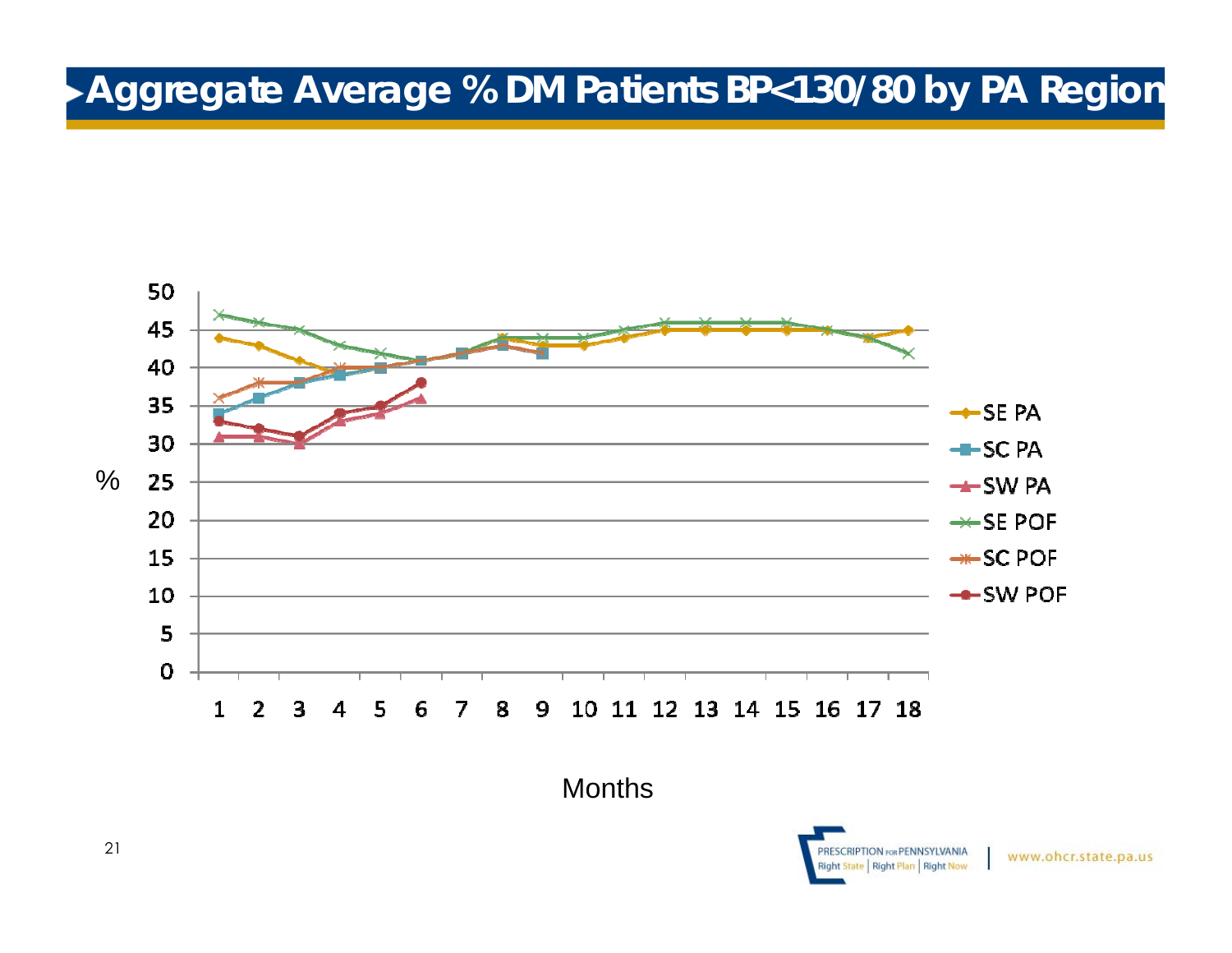# Aggregate Average % DM Patients BP<130/80 by PA Region

| Months | SE PA | SC PA | SW PA | SE POF | SC POF | SW POF |
|---|---|---|---|---|---|---|
| 1 | 44 | 34 | 31 | 47 | 36 | 33 |
| 2 | 43 | 36 | 31 | 46 | 38 | 32 |
| 3 | 41 | 38 | 30 | 45 | 38 | 31 |
| 4 | 39 | 39 | 33 | 43 | 40 | 34 |
| 5 | 40 | 40 | 34 | 42 | 40 | 35 |
| 6 | 41 | 41 | 36 | 41 | 41 | 38 |
| 7 | 42 | 42 | | 42 | 42 | |
| 8 | 44 | 43 | | 44 | 43 | |
| 9 | 43 | 42 | | 44 | 42 | |
| 10 | 43 | | | 44 | | |
| 11 | 44 | | | 45 | | |
| 12 | 45 | | | 46 | | |
| 13 | 45 | | | 46 | | |
| 14 | 45 | | | 46 | | |
| 15 | 45 | | | 46 | | |
| 16 | 45 | | | 45 | | |
| 17 | 44 | | | 44 | | |
| 18 | 45 | | | 42 | | |

Y-axis: %; X-axis: Months

PRESCRIPTION FOR PENNSYLVANIA Right State | Right Plan | Right Now

www.ohcr.state.pa.us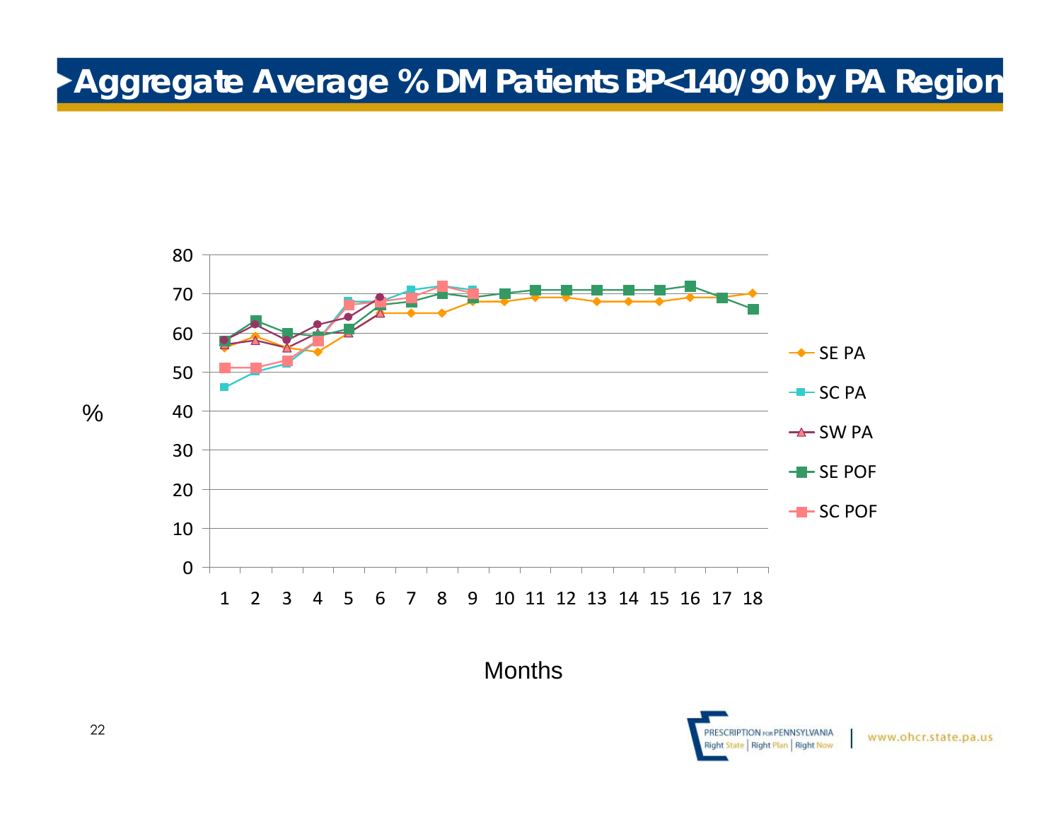# Aggregate Average % DM Patients BP<140/90 by PA Region

%

Months

- SE PA
- SC PA
- SW PA
- SE POF
- SC POF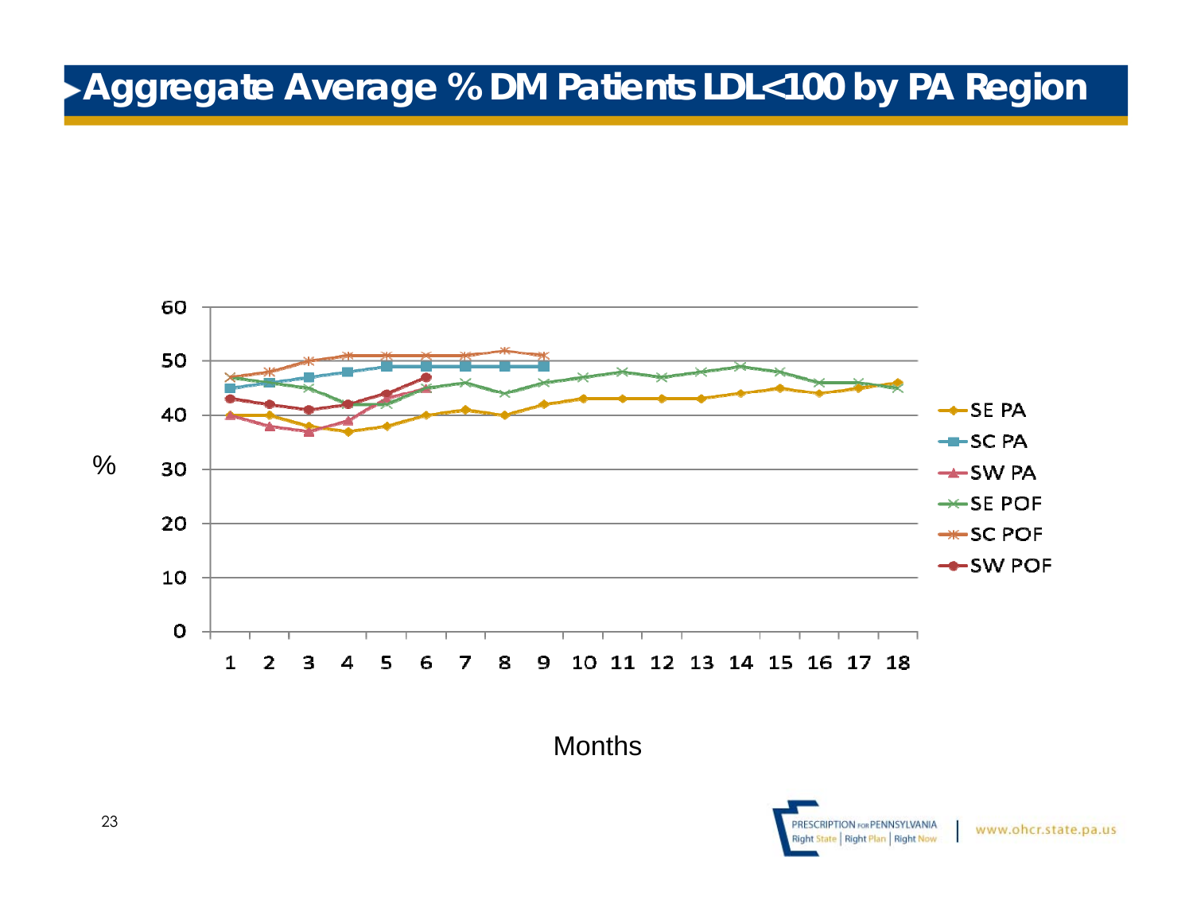# Aggregate Average % DM Patients LDL<100 by PA Region

| Months | SE PA | SC PA | SW PA | SE POF | SC POF | SW POF |
|---|---|---|---|---|---|---|
| 1 | 40 | 45 | 40 | 47 | 47 | 43 |
| 2 | 40 | 46 | 38 | 46 | 48 | 42 |
| 3 | 38 | 47 | 37 | 45 | 50 | 41 |
| 4 | 37 | 48 | 39 | 42 | 51 | 42 |
| 5 | 38 | 49 | 43 | 42 | 51 | 44 |
| 6 | 40 | 49 | 45 | 45 | 51 | 47 |
| 7 | 41 | 49 | | 46 | 51 | |
| 8 | 40 | 49 | | 44 | 52 | |
| 9 | 42 | 49 | | 46 | 51 | |
| 10 | 43 | | | 47 | | |
| 11 | 43 | | | 48 | | |
| 12 | 43 | | | 47 | | |
| 13 | 43 | | | 48 | | |
| 14 | 44 | | | 49 | | |
| 15 | 45 | | | 48 | | |
| 16 | 44 | | | 46 | | |
| 17 | 45 | | | 46 | | |
| 18 | 46 | | | 45 | | |

%

Months

PRESCRIPTION FOR PENNSYLVANIA Right State | Right Plan | Right Now

www.ohcr.state.pa.us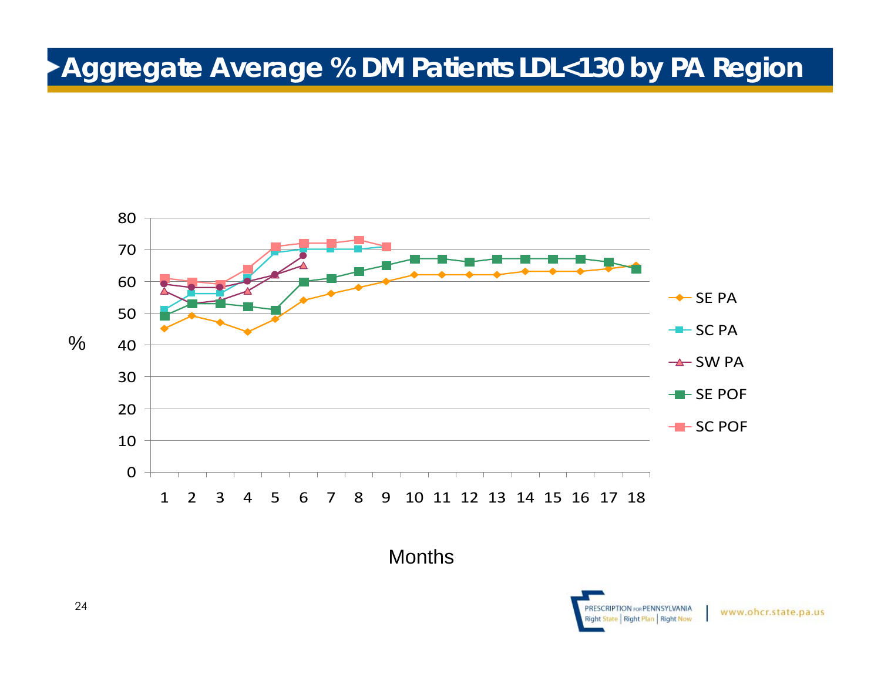# Aggregate Average % DM Patients LDL<130 by PA Region

| Months | SE PA | SC PA | SW PA | SE POF | SC POF |
|---|---|---|---|---|---|
| 1 | 45 | 51 | 57 | 49 | 61 |
| 2 | 49 | 56 | 53 | 53 | 60 |
| 3 | 47 | 56 | 54 | 53 | 59 |
| 4 | 44 | 61 | 57 | 52 | 64 |
| 5 | 48 | 69 | 62 | 51 | 71 |
| 6 | 54 | 70 | 65 | 60 | 72 |
| 7 | 56 | 70 | | 61 | 72 |
| 8 | 58 | 70 | | 63 | 73 |
| 9 | 60 | 71 | | 65 | 71 |
| 10 | 62 | | | 67 | |
| 11 | 62 | | | 67 | |
| 12 | 62 | | | 66 | |
| 13 | 62 | | | 67 | |
| 14 | 63 | | | 67 | |
| 15 | 63 | | | 67 | |
| 16 | 63 | | | 67 | |
| 17 | 64 | | | 66 | |
| 18 | 65 | | | 64 | |

www.ohcr.state.pa.us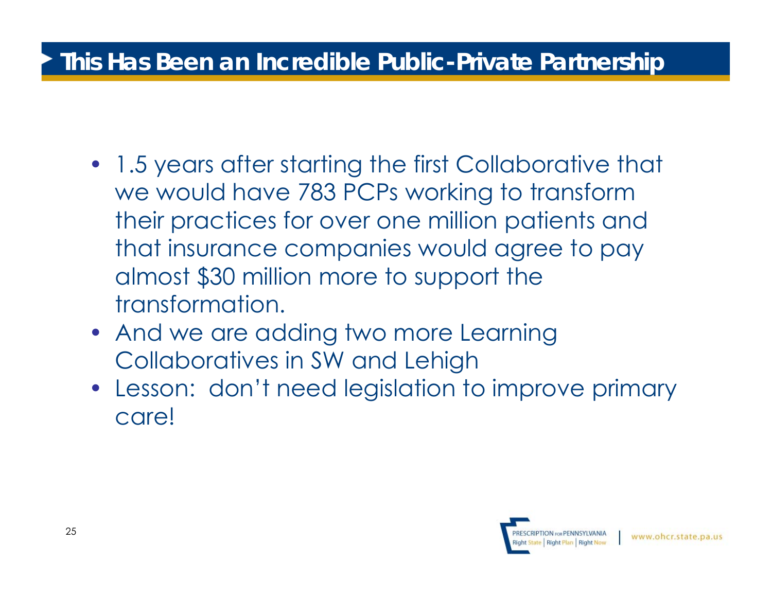# This Has Been an Incredible Public-Private Partnership

- 1.5 years after starting the first Collaborative that we would have 783 PCPs working to transform their practices for over one million patients and that insurance companies would agree to pay almost $30 million more to support the transformation.
- And we are adding two more Learning Collaboratives in SW and Lehigh
- Lesson: don't need legislation to improve primary care!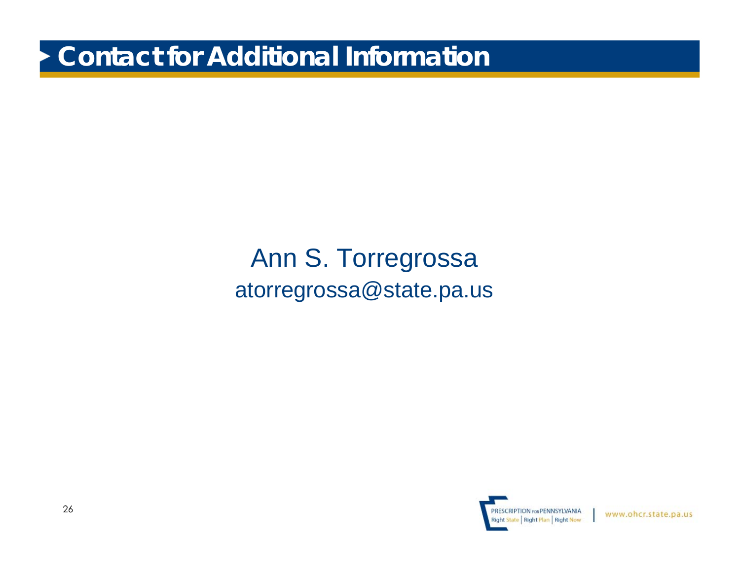# Contact for Additional Information

Ann S. Torregrossa

atorregrossa@state.pa.us

PRESCRIPTION FOR PENNSYLVANIA
Right State | Right Plan | Right Now

www.ohcr.state.pa.us